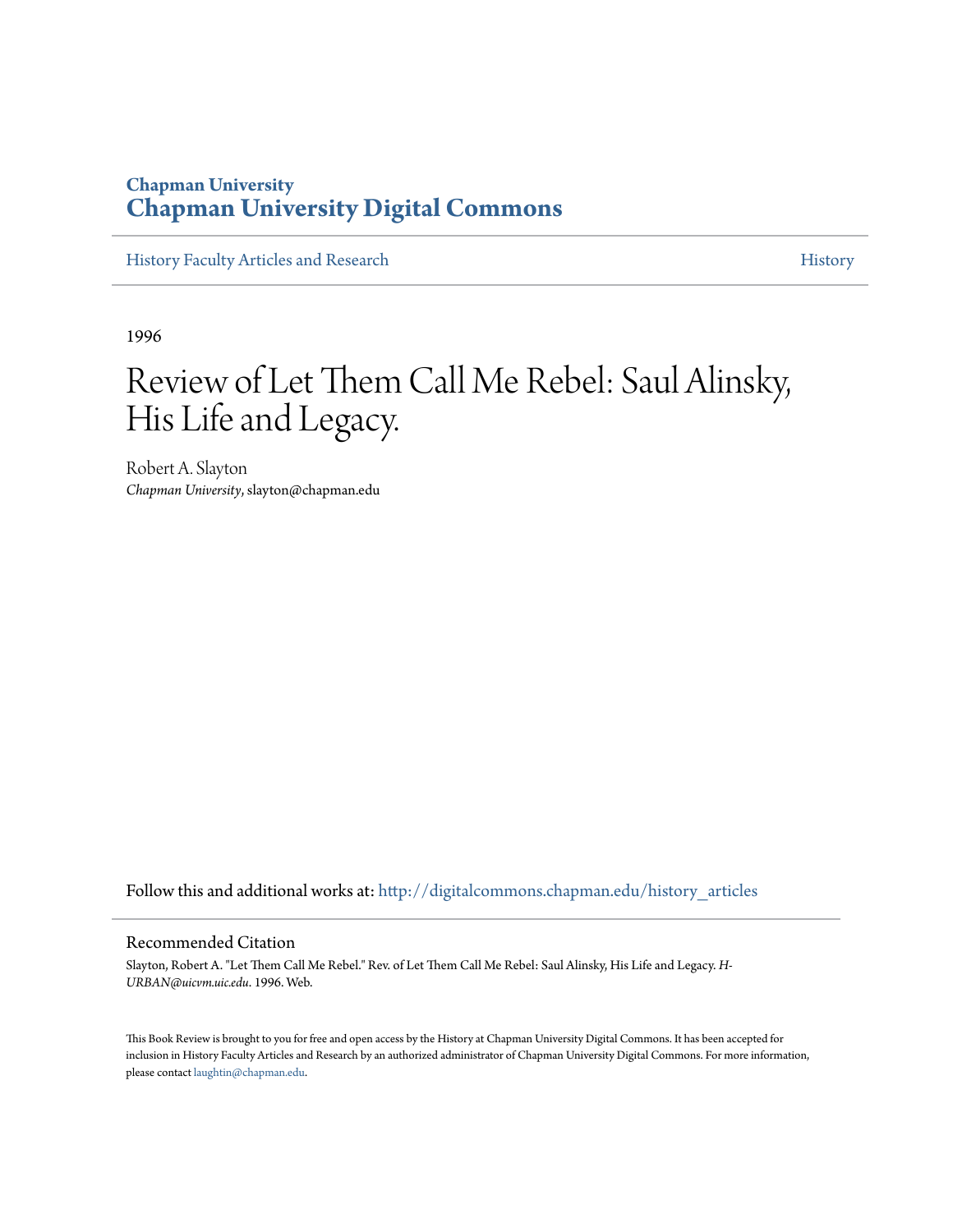**Chapman University**
# Chapman University Digital Commons

History Faculty Articles and Research | History

1996

# Review of Let Them Call Me Rebel: Saul Alinsky, His Life and Legacy.

Robert A. Slayton
*Chapman University*, slayton@chapman.edu

Follow this and additional works at: http://digitalcommons.chapman.edu/history_articles

## Recommended Citation

Slayton, Robert A. "Let Them Call Me Rebel." Rev. of Let Them Call Me Rebel: Saul Alinsky, His Life and Legacy. *H-URBAN@uicvm.uic.edu*. 1996. Web.

This Book Review is brought to you for free and open access by the History at Chapman University Digital Commons. It has been accepted for inclusion in History Faculty Articles and Research by an authorized administrator of Chapman University Digital Commons. For more information, please contact laughtin@chapman.edu.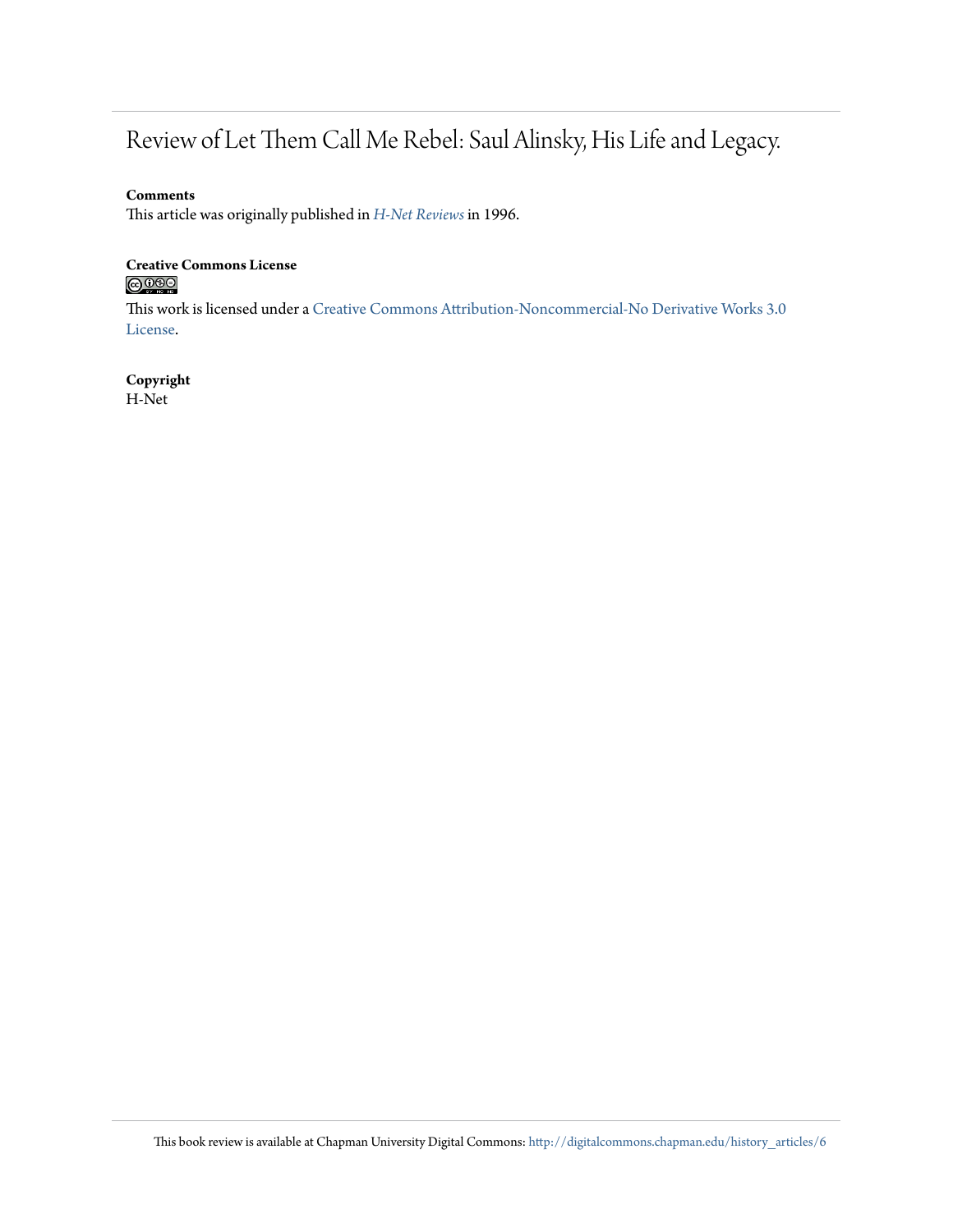# Review of Let Them Call Me Rebel: Saul Alinsky, His Life and Legacy.

**Comments**

This article was originally published in *H-Net Reviews* in 1996.

**Creative Commons License**

This work is licensed under a Creative Commons Attribution-Noncommercial-No Derivative Works 3.0 License.

**Copyright**

H-Net

This book review is available at Chapman University Digital Commons: http://digitalcommons.chapman.edu/history_articles/6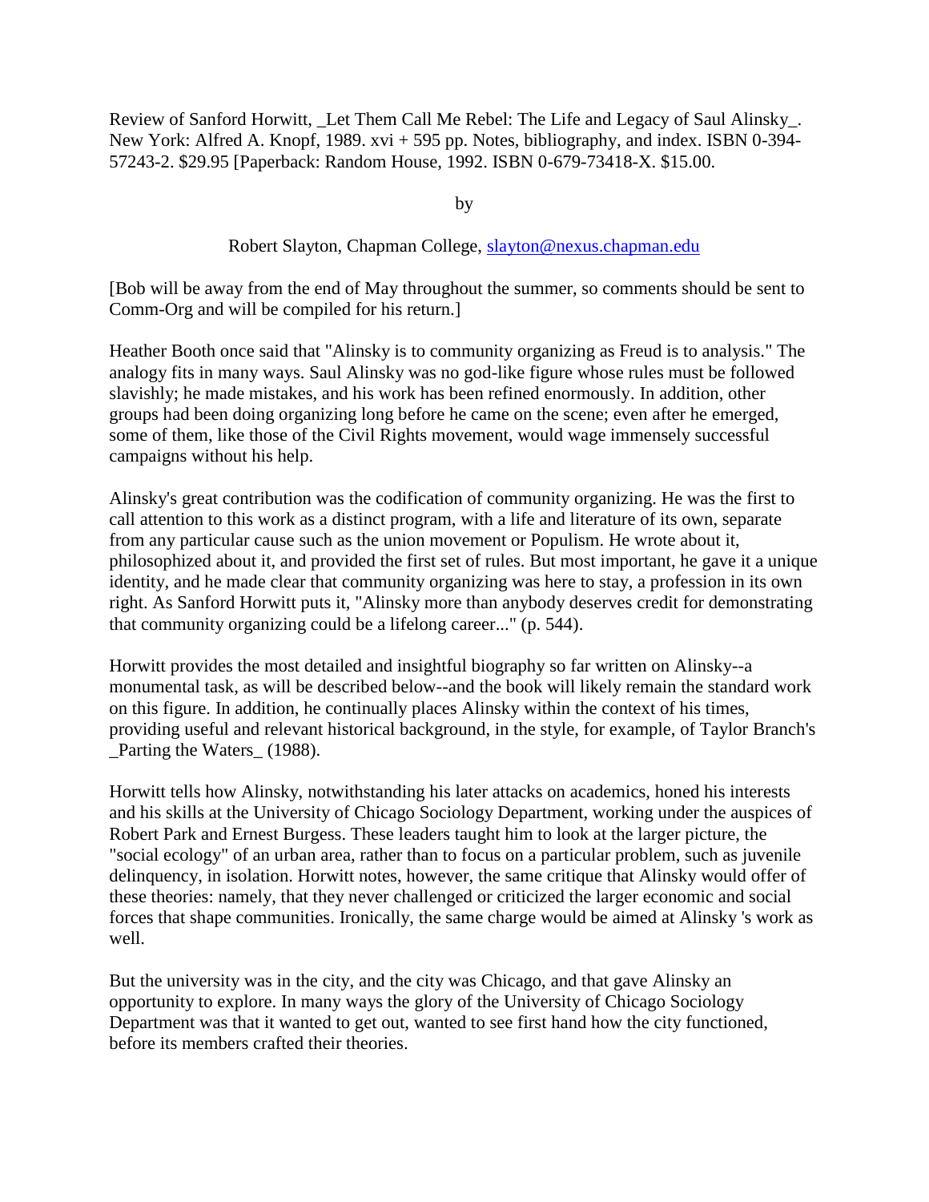Review of Sanford Horwitt, _Let Them Call Me Rebel: The Life and Legacy of Saul Alinsky_. New York: Alfred A. Knopf, 1989. xvi + 595 pp. Notes, bibliography, and index. ISBN 0-394-57243-2. $29.95 [Paperback: Random House, 1992. ISBN 0-679-73418-X. $15.00.

by

Robert Slayton, Chapman College, slayton@nexus.chapman.edu

[Bob will be away from the end of May throughout the summer, so comments should be sent to Comm-Org and will be compiled for his return.]

Heather Booth once said that "Alinsky is to community organizing as Freud is to analysis." The analogy fits in many ways. Saul Alinsky was no god-like figure whose rules must be followed slavishly; he made mistakes, and his work has been refined enormously. In addition, other groups had been doing organizing long before he came on the scene; even after he emerged, some of them, like those of the Civil Rights movement, would wage immensely successful campaigns without his help.

Alinsky's great contribution was the codification of community organizing. He was the first to call attention to this work as a distinct program, with a life and literature of its own, separate from any particular cause such as the union movement or Populism. He wrote about it, philosophized about it, and provided the first set of rules. But most important, he gave it a unique identity, and he made clear that community organizing was here to stay, a profession in its own right. As Sanford Horwitt puts it, "Alinsky more than anybody deserves credit for demonstrating that community organizing could be a lifelong career..." (p. 544).

Horwitt provides the most detailed and insightful biography so far written on Alinsky--a monumental task, as will be described below--and the book will likely remain the standard work on this figure. In addition, he continually places Alinsky within the context of his times, providing useful and relevant historical background, in the style, for example, of Taylor Branch's _Parting the Waters_ (1988).

Horwitt tells how Alinsky, notwithstanding his later attacks on academics, honed his interests and his skills at the University of Chicago Sociology Department, working under the auspices of Robert Park and Ernest Burgess. These leaders taught him to look at the larger picture, the "social ecology" of an urban area, rather than to focus on a particular problem, such as juvenile delinquency, in isolation. Horwitt notes, however, the same critique that Alinsky would offer of these theories: namely, that they never challenged or criticized the larger economic and social forces that shape communities. Ironically, the same charge would be aimed at Alinsky 's work as well.

But the university was in the city, and the city was Chicago, and that gave Alinsky an opportunity to explore. In many ways the glory of the University of Chicago Sociology Department was that it wanted to get out, wanted to see first hand how the city functioned, before its members crafted their theories.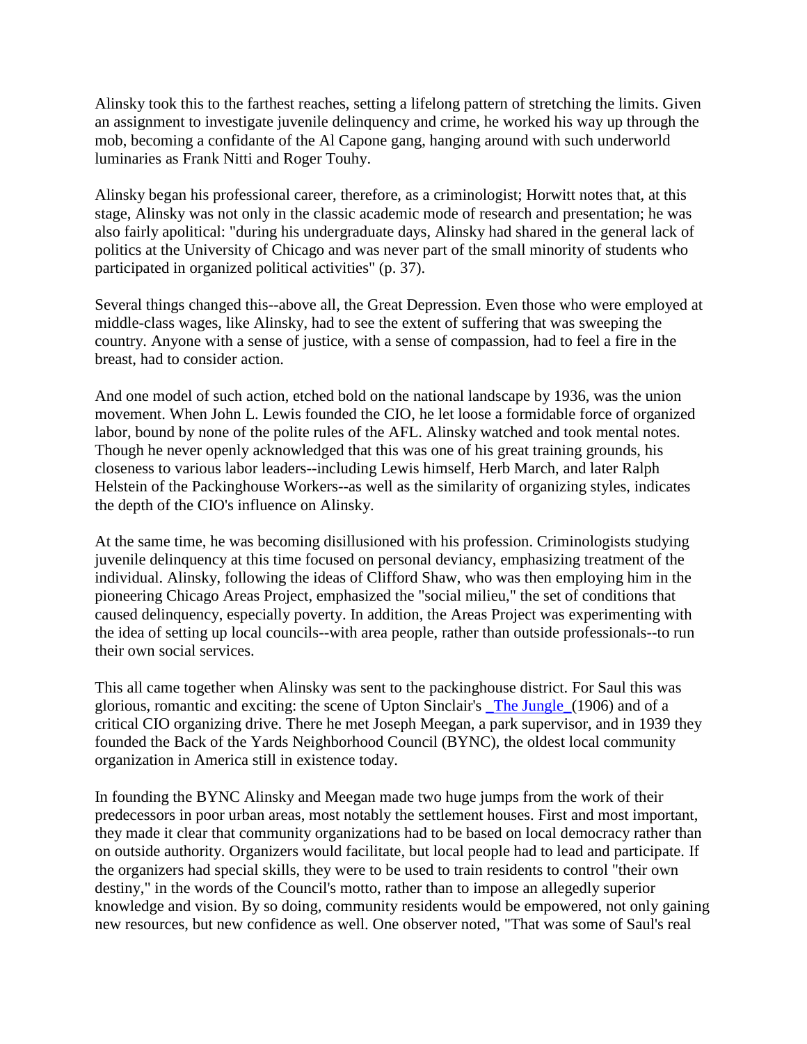Alinsky took this to the farthest reaches, setting a lifelong pattern of stretching the limits. Given an assignment to investigate juvenile delinquency and crime, he worked his way up through the mob, becoming a confidante of the Al Capone gang, hanging around with such underworld luminaries as Frank Nitti and Roger Touhy.

Alinsky began his professional career, therefore, as a criminologist; Horwitt notes that, at this stage, Alinsky was not only in the classic academic mode of research and presentation; he was also fairly apolitical: "during his undergraduate days, Alinsky had shared in the general lack of politics at the University of Chicago and was never part of the small minority of students who participated in organized political activities" (p. 37).

Several things changed this--above all, the Great Depression. Even those who were employed at middle-class wages, like Alinsky, had to see the extent of suffering that was sweeping the country. Anyone with a sense of justice, with a sense of compassion, had to feel a fire in the breast, had to consider action.

And one model of such action, etched bold on the national landscape by 1936, was the union movement. When John L. Lewis founded the CIO, he let loose a formidable force of organized labor, bound by none of the polite rules of the AFL. Alinsky watched and took mental notes. Though he never openly acknowledged that this was one of his great training grounds, his closeness to various labor leaders--including Lewis himself, Herb March, and later Ralph Helstein of the Packinghouse Workers--as well as the similarity of organizing styles, indicates the depth of the CIO's influence on Alinsky.

At the same time, he was becoming disillusioned with his profession. Criminologists studying juvenile delinquency at this time focused on personal deviancy, emphasizing treatment of the individual. Alinsky, following the ideas of Clifford Shaw, who was then employing him in the pioneering Chicago Areas Project, emphasized the "social milieu," the set of conditions that caused delinquency, especially poverty. In addition, the Areas Project was experimenting with the idea of setting up local councils--with area people, rather than outside professionals--to run their own social services.

This all came together when Alinsky was sent to the packinghouse district. For Saul this was glorious, romantic and exciting: the scene of Upton Sinclair's _The Jungle_ (1906) and of a critical CIO organizing drive. There he met Joseph Meegan, a park supervisor, and in 1939 they founded the Back of the Yards Neighborhood Council (BYNC), the oldest local community organization in America still in existence today.

In founding the BYNC Alinsky and Meegan made two huge jumps from the work of their predecessors in poor urban areas, most notably the settlement houses. First and most important, they made it clear that community organizations had to be based on local democracy rather than on outside authority. Organizers would facilitate, but local people had to lead and participate. If the organizers had special skills, they were to be used to train residents to control "their own destiny," in the words of the Council's motto, rather than to impose an allegedly superior knowledge and vision. By so doing, community residents would be empowered, not only gaining new resources, but new confidence as well. One observer noted, "That was some of Saul's real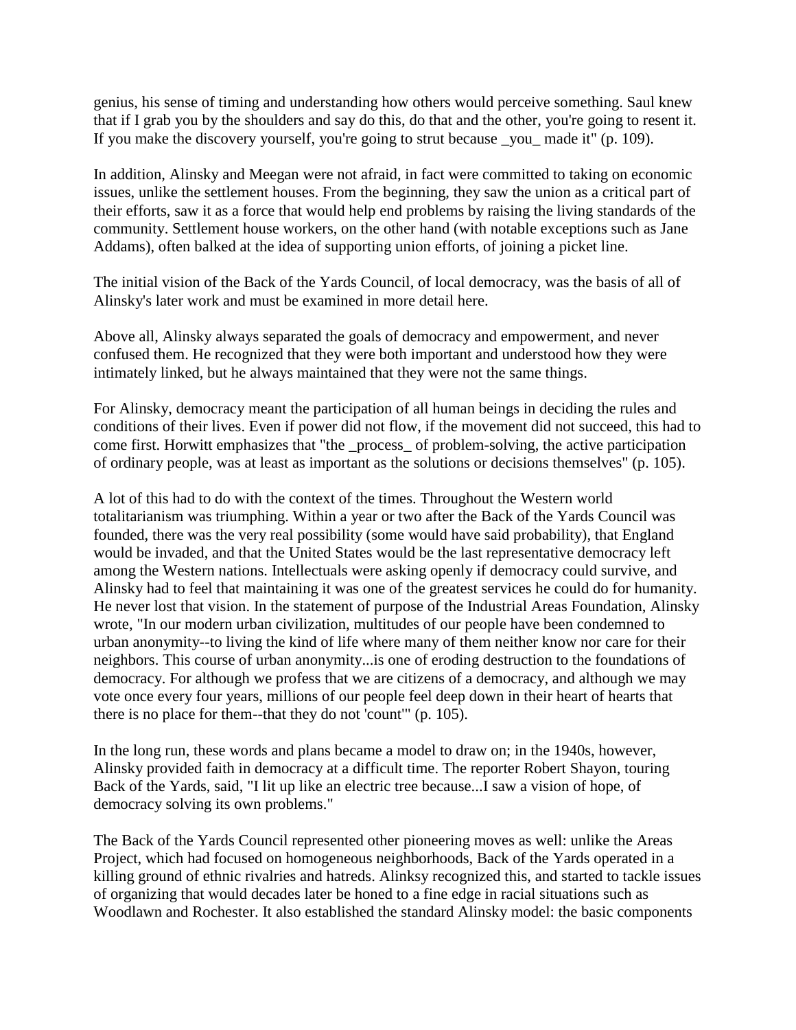genius, his sense of timing and understanding how others would perceive something. Saul knew that if I grab you by the shoulders and say do this, do that and the other, you're going to resent it. If you make the discovery yourself, you're going to strut because *you* made it" (p. 109).

In addition, Alinsky and Meegan were not afraid, in fact were committed to taking on economic issues, unlike the settlement houses. From the beginning, they saw the union as a critical part of their efforts, saw it as a force that would help end problems by raising the living standards of the community. Settlement house workers, on the other hand (with notable exceptions such as Jane Addams), often balked at the idea of supporting union efforts, of joining a picket line.

The initial vision of the Back of the Yards Council, of local democracy, was the basis of all of Alinsky's later work and must be examined in more detail here.

Above all, Alinsky always separated the goals of democracy and empowerment, and never confused them. He recognized that they were both important and understood how they were intimately linked, but he always maintained that they were not the same things.

For Alinsky, democracy meant the participation of all human beings in deciding the rules and conditions of their lives. Even if power did not flow, if the movement did not succeed, this had to come first. Horwitt emphasizes that "the *process* of problem-solving, the active participation of ordinary people, was at least as important as the solutions or decisions themselves" (p. 105).

A lot of this had to do with the context of the times. Throughout the Western world totalitarianism was triumphing. Within a year or two after the Back of the Yards Council was founded, there was the very real possibility (some would have said probability), that England would be invaded, and that the United States would be the last representative democracy left among the Western nations. Intellectuals were asking openly if democracy could survive, and Alinsky had to feel that maintaining it was one of the greatest services he could do for humanity. He never lost that vision. In the statement of purpose of the Industrial Areas Foundation, Alinsky wrote, "In our modern urban civilization, multitudes of our people have been condemned to urban anonymity--to living the kind of life where many of them neither know nor care for their neighbors. This course of urban anonymity...is one of eroding destruction to the foundations of democracy. For although we profess that we are citizens of a democracy, and although we may vote once every four years, millions of our people feel deep down in their heart of hearts that there is no place for them--that they do not 'count'" (p. 105).

In the long run, these words and plans became a model to draw on; in the 1940s, however, Alinsky provided faith in democracy at a difficult time. The reporter Robert Shayon, touring Back of the Yards, said, "I lit up like an electric tree because...I saw a vision of hope, of democracy solving its own problems."

The Back of the Yards Council represented other pioneering moves as well: unlike the Areas Project, which had focused on homogeneous neighborhoods, Back of the Yards operated in a killing ground of ethnic rivalries and hatreds. Alinksy recognized this, and started to tackle issues of organizing that would decades later be honed to a fine edge in racial situations such as Woodlawn and Rochester. It also established the standard Alinsky model: the basic components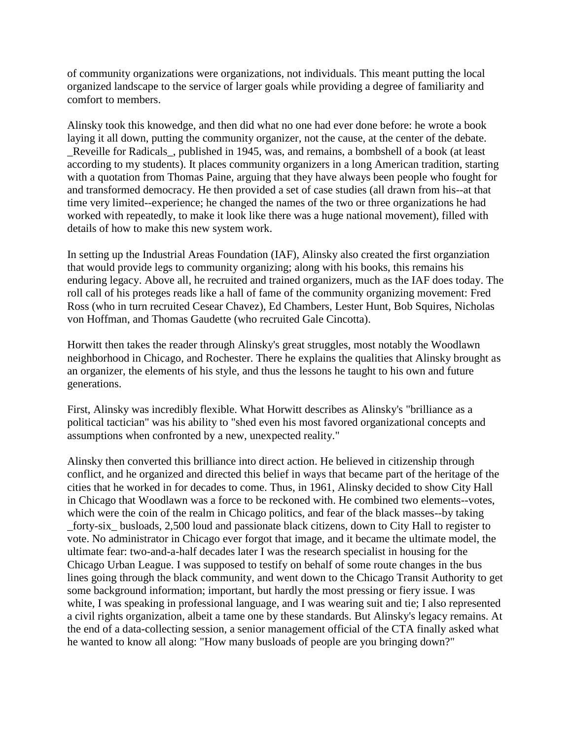of community organizations were organizations, not individuals. This meant putting the local organized landscape to the service of larger goals while providing a degree of familiarity and comfort to members.

Alinsky took this knowedge, and then did what no one had ever done before: he wrote a book laying it all down, putting the community organizer, not the cause, at the center of the debate. _Reveille for Radicals_, published in 1945, was, and remains, a bombshell of a book (at least according to my students). It places community organizers in a long American tradition, starting with a quotation from Thomas Paine, arguing that they have always been people who fought for and transformed democracy. He then provided a set of case studies (all drawn from his--at that time very limited--experience; he changed the names of the two or three organizations he had worked with repeatedly, to make it look like there was a huge national movement), filled with details of how to make this new system work.

In setting up the Industrial Areas Foundation (IAF), Alinsky also created the first organziation that would provide legs to community organizing; along with his books, this remains his enduring legacy. Above all, he recruited and trained organizers, much as the IAF does today. The roll call of his proteges reads like a hall of fame of the community organizing movement: Fred Ross (who in turn recruited Cesear Chavez), Ed Chambers, Lester Hunt, Bob Squires, Nicholas von Hoffman, and Thomas Gaudette (who recruited Gale Cincotta).

Horwitt then takes the reader through Alinsky's great struggles, most notably the Woodlawn neighborhood in Chicago, and Rochester. There he explains the qualities that Alinsky brought as an organizer, the elements of his style, and thus the lessons he taught to his own and future generations.

First, Alinsky was incredibly flexible. What Horwitt describes as Alinsky's "brilliance as a political tactician" was his ability to "shed even his most favored organizational concepts and assumptions when confronted by a new, unexpected reality."

Alinsky then converted this brilliance into direct action. He believed in citizenship through conflict, and he organized and directed this belief in ways that became part of the heritage of the cities that he worked in for decades to come. Thus, in 1961, Alinsky decided to show City Hall in Chicago that Woodlawn was a force to be reckoned with. He combined two elements--votes, which were the coin of the realm in Chicago politics, and fear of the black masses--by taking _forty-six_ busloads, 2,500 loud and passionate black citizens, down to City Hall to register to vote. No administrator in Chicago ever forgot that image, and it became the ultimate model, the ultimate fear: two-and-a-half decades later I was the research specialist in housing for the Chicago Urban League. I was supposed to testify on behalf of some route changes in the bus lines going through the black community, and went down to the Chicago Transit Authority to get some background information; important, but hardly the most pressing or fiery issue. I was white, I was speaking in professional language, and I was wearing suit and tie; I also represented a civil rights organization, albeit a tame one by these standards. But Alinsky's legacy remains. At the end of a data-collecting session, a senior management official of the CTA finally asked what he wanted to know all along: "How many busloads of people are you bringing down?"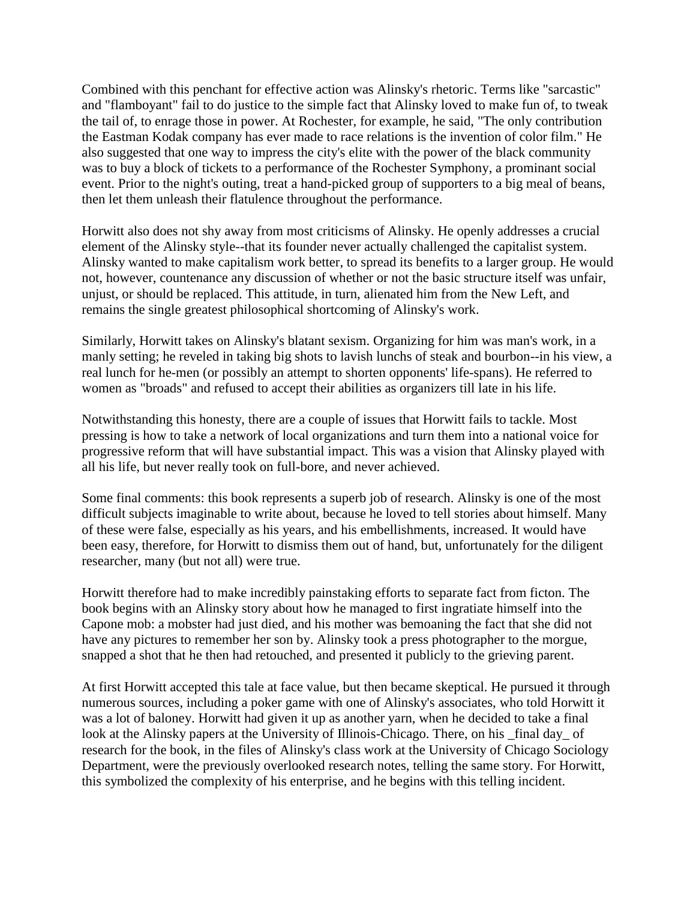Combined with this penchant for effective action was Alinsky's rhetoric. Terms like "sarcastic" and "flamboyant" fail to do justice to the simple fact that Alinsky loved to make fun of, to tweak the tail of, to enrage those in power. At Rochester, for example, he said, "The only contribution the Eastman Kodak company has ever made to race relations is the invention of color film." He also suggested that one way to impress the city's elite with the power of the black community was to buy a block of tickets to a performance of the Rochester Symphony, a prominant social event. Prior to the night's outing, treat a hand-picked group of supporters to a big meal of beans, then let them unleash their flatulence throughout the performance.

Horwitt also does not shy away from most criticisms of Alinsky. He openly addresses a crucial element of the Alinsky style--that its founder never actually challenged the capitalist system. Alinsky wanted to make capitalism work better, to spread its benefits to a larger group. He would not, however, countenance any discussion of whether or not the basic structure itself was unfair, unjust, or should be replaced. This attitude, in turn, alienated him from the New Left, and remains the single greatest philosophical shortcoming of Alinsky's work.

Similarly, Horwitt takes on Alinsky's blatant sexism. Organizing for him was man's work, in a manly setting; he reveled in taking big shots to lavish lunchs of steak and bourbon--in his view, a real lunch for he-men (or possibly an attempt to shorten opponents' life-spans). He referred to women as "broads" and refused to accept their abilities as organizers till late in his life.

Notwithstanding this honesty, there are a couple of issues that Horwitt fails to tackle. Most pressing is how to take a network of local organizations and turn them into a national voice for progressive reform that will have substantial impact. This was a vision that Alinsky played with all his life, but never really took on full-bore, and never achieved.

Some final comments: this book represents a superb job of research. Alinsky is one of the most difficult subjects imaginable to write about, because he loved to tell stories about himself. Many of these were false, especially as his years, and his embellishments, increased. It would have been easy, therefore, for Horwitt to dismiss them out of hand, but, unfortunately for the diligent researcher, many (but not all) were true.

Horwitt therefore had to make incredibly painstaking efforts to separate fact from ficton. The book begins with an Alinsky story about how he managed to first ingratiate himself into the Capone mob: a mobster had just died, and his mother was bemoaning the fact that she did not have any pictures to remember her son by. Alinsky took a press photographer to the morgue, snapped a shot that he then had retouched, and presented it publicly to the grieving parent.

At first Horwitt accepted this tale at face value, but then became skeptical. He pursued it through numerous sources, including a poker game with one of Alinsky's associates, who told Horwitt it was a lot of baloney. Horwitt had given it up as another yarn, when he decided to take a final look at the Alinsky papers at the University of Illinois-Chicago. There, on his _final day_ of research for the book, in the files of Alinsky's class work at the University of Chicago Sociology Department, were the previously overlooked research notes, telling the same story. For Horwitt, this symbolized the complexity of his enterprise, and he begins with this telling incident.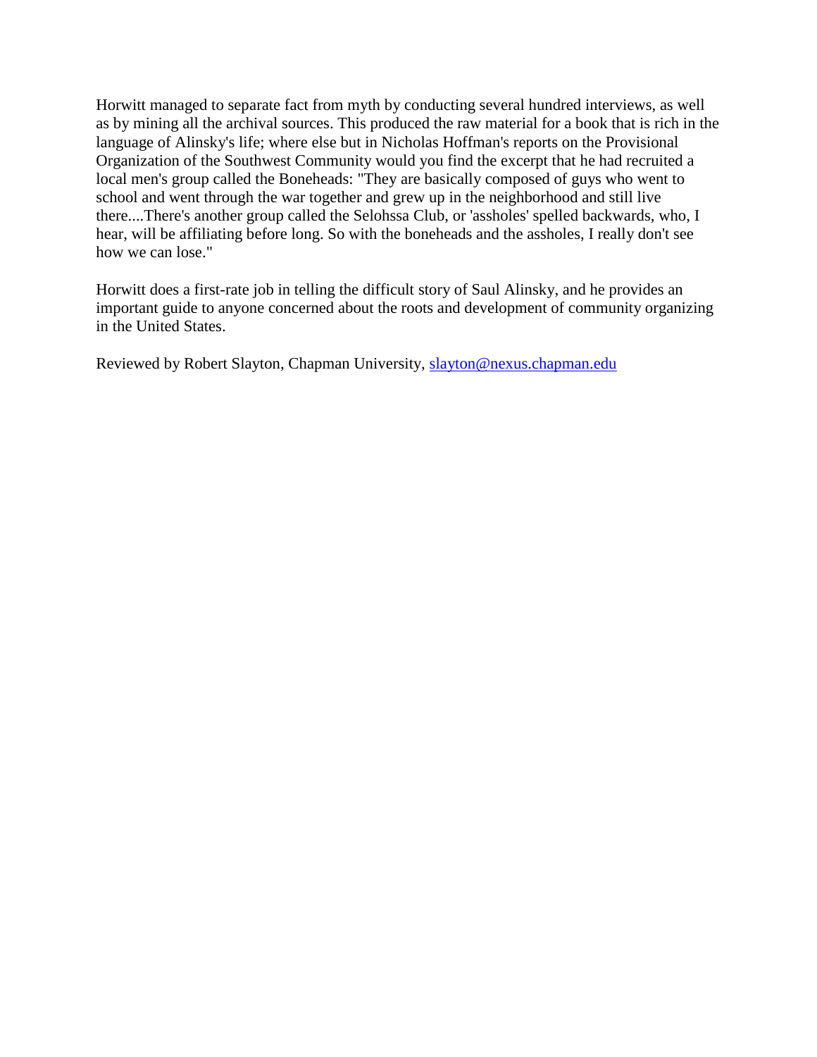Horwitt managed to separate fact from myth by conducting several hundred interviews, as well as by mining all the archival sources. This produced the raw material for a book that is rich in the language of Alinsky's life; where else but in Nicholas Hoffman's reports on the Provisional Organization of the Southwest Community would you find the excerpt that he had recruited a local men's group called the Boneheads: "They are basically composed of guys who went to school and went through the war together and grew up in the neighborhood and still live there....There's another group called the Selohssa Club, or 'assholes' spelled backwards, who, I hear, will be affiliating before long. So with the boneheads and the assholes, I really don't see how we can lose."

Horwitt does a first-rate job in telling the difficult story of Saul Alinsky, and he provides an important guide to anyone concerned about the roots and development of community organizing in the United States.

Reviewed by Robert Slayton, Chapman University, [slayton@nexus.chapman.edu](mailto:slayton@nexus.chapman.edu)